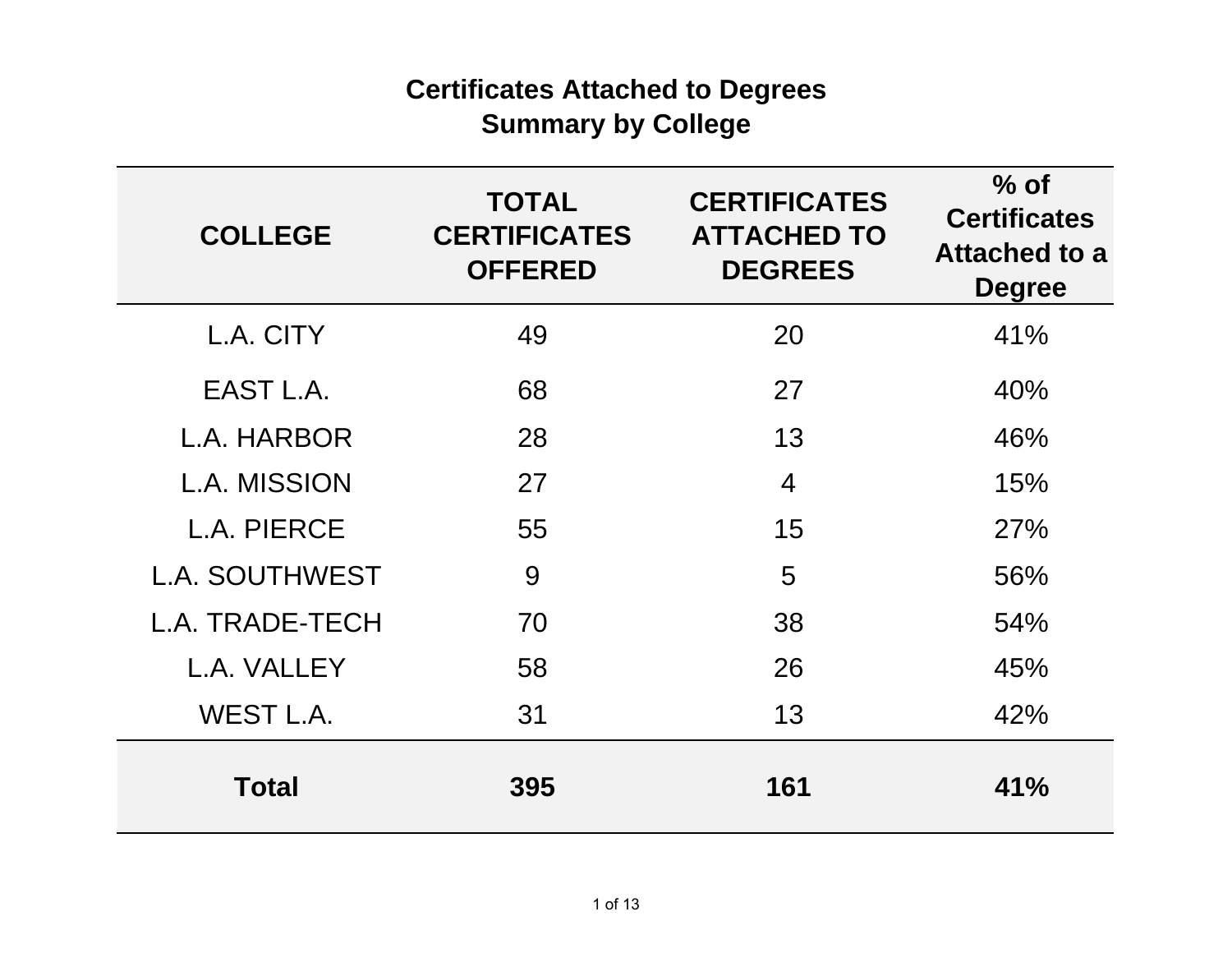# Certificates Attached to Degrees
## Summary by College

| COLLEGE | TOTAL CERTIFICATES OFFERED | CERTIFICATES ATTACHED TO DEGREES | % of Certificates Attached to a Degree |
|---|---|---|---|
| L.A. CITY | 49 | 20 | 41% |
| EAST L.A. | 68 | 27 | 40% |
| L.A. HARBOR | 28 | 13 | 46% |
| L.A. MISSION | 27 | 4 | 15% |
| L.A. PIERCE | 55 | 15 | 27% |
| L.A. SOUTHWEST | 9 | 5 | 56% |
| L.A. TRADE-TECH | 70 | 38 | 54% |
| L.A. VALLEY | 58 | 26 | 45% |
| WEST L.A. | 31 | 13 | 42% |
| **Total** | **395** | **161** | **41%** |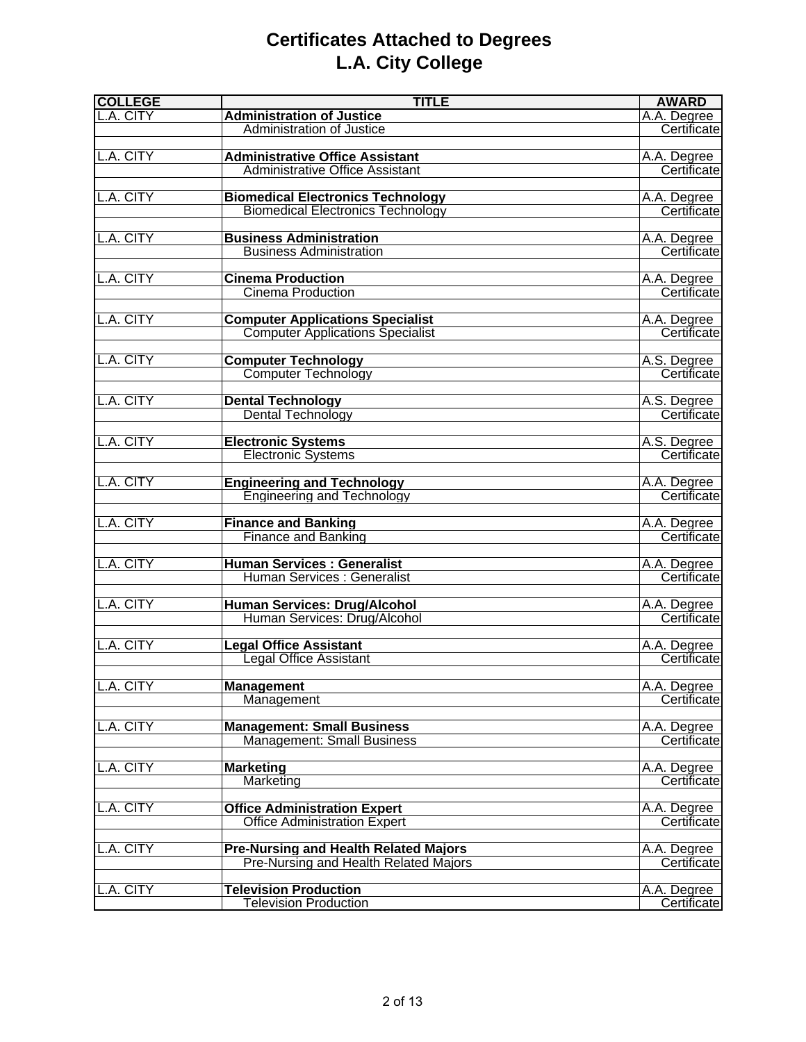# Certificates Attached to Degrees
# L.A. City College

| COLLEGE | TITLE | AWARD |
|---|---|---|
| L.A. CITY | **Administration of Justice** | A.A. Degree |
| | Administration of Justice | Certificate |
| | | |
| L.A. CITY | **Administrative Office Assistant** | A.A. Degree |
| | Administrative Office Assistant | Certificate |
| | | |
| L.A. CITY | **Biomedical Electronics Technology** | A.A. Degree |
| | Biomedical Electronics Technology | Certificate |
| | | |
| L.A. CITY | **Business Administration** | A.A. Degree |
| | Business Administration | Certificate |
| | | |
| L.A. CITY | **Cinema Production** | A.A. Degree |
| | Cinema Production | Certificate |
| | | |
| L.A. CITY | **Computer Applications Specialist** | A.A. Degree |
| | Computer Applications Specialist | Certificate |
| | | |
| L.A. CITY | **Computer Technology** | A.S. Degree |
| | Computer Technology | Certificate |
| | | |
| L.A. CITY | **Dental Technology** | A.S. Degree |
| | Dental Technology | Certificate |
| | | |
| L.A. CITY | **Electronic Systems** | A.S. Degree |
| | Electronic Systems | Certificate |
| | | |
| L.A. CITY | **Engineering and Technology** | A.A. Degree |
| | Engineering and Technology | Certificate |
| | | |
| L.A. CITY | **Finance and Banking** | A.A. Degree |
| | Finance and Banking | Certificate |
| | | |
| L.A. CITY | **Human Services : Generalist** | A.A. Degree |
| | Human Services : Generalist | Certificate |
| | | |
| L.A. CITY | **Human Services: Drug/Alcohol** | A.A. Degree |
| | Human Services: Drug/Alcohol | Certificate |
| | | |
| L.A. CITY | **Legal Office Assistant** | A.A. Degree |
| | Legal Office Assistant | Certificate |
| | | |
| L.A. CITY | **Management** | A.A. Degree |
| | Management | Certificate |
| | | |
| L.A. CITY | **Management: Small Business** | A.A. Degree |
| | Management: Small Business | Certificate |
| | | |
| L.A. CITY | **Marketing** | A.A. Degree |
| | Marketing | Certificate |
| | | |
| L.A. CITY | **Office Administration Expert** | A.A. Degree |
| | Office Administration Expert | Certificate |
| | | |
| L.A. CITY | **Pre-Nursing and Health Related Majors** | A.A. Degree |
| | Pre-Nursing and Health Related Majors | Certificate |
| | | |
| L.A. CITY | **Television Production** | A.A. Degree |
| | Television Production | Certificate |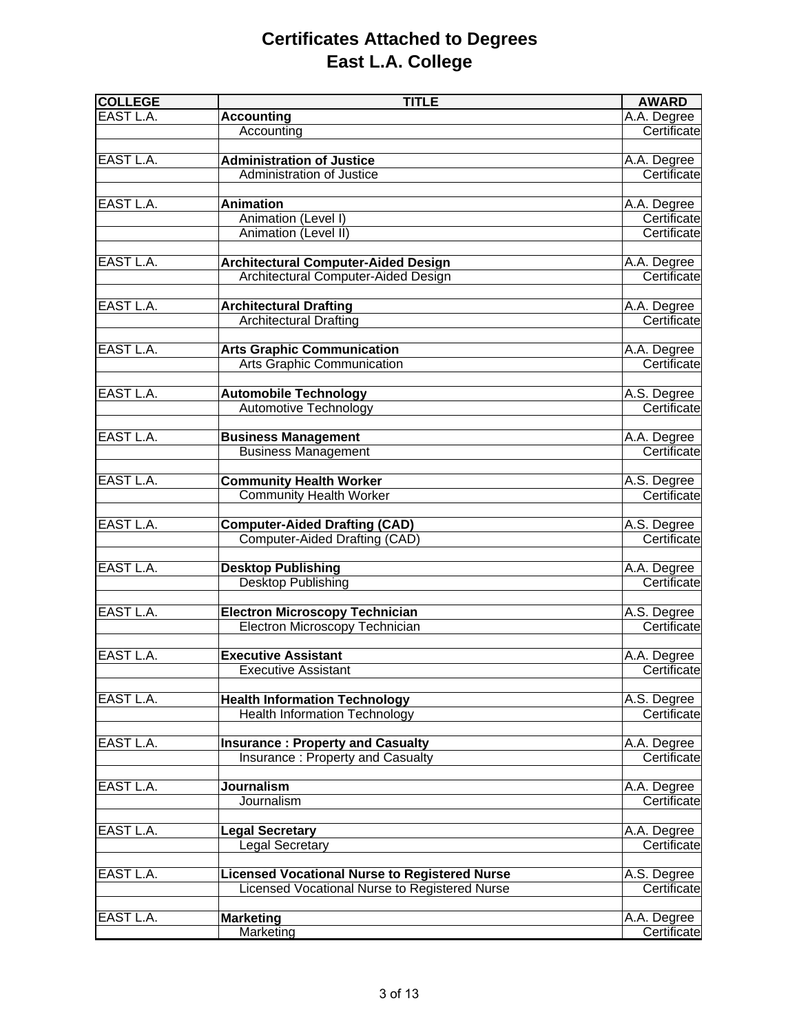# Certificates Attached to Degrees
## East L.A. College

| COLLEGE | TITLE | AWARD |
|---|---|---|
| EAST L.A. | **Accounting** | A.A. Degree |
| | Accounting | Certificate |
| | | |
| EAST L.A. | **Administration of Justice** | A.A. Degree |
| | Administration of Justice | Certificate |
| | | |
| EAST L.A. | **Animation** | A.A. Degree |
| | Animation (Level I) | Certificate |
| | Animation (Level II) | Certificate |
| | | |
| EAST L.A. | **Architectural Computer-Aided Design** | A.A. Degree |
| | Architectural Computer-Aided Design | Certificate |
| | | |
| EAST L.A. | **Architectural Drafting** | A.A. Degree |
| | Architectural Drafting | Certificate |
| | | |
| EAST L.A. | **Arts Graphic Communication** | A.A. Degree |
| | Arts Graphic Communication | Certificate |
| | | |
| EAST L.A. | **Automobile Technology** | A.S. Degree |
| | Automotive Technology | Certificate |
| | | |
| EAST L.A. | **Business Management** | A.A. Degree |
| | Business Management | Certificate |
| | | |
| EAST L.A. | **Community Health Worker** | A.S. Degree |
| | Community Health Worker | Certificate |
| | | |
| EAST L.A. | **Computer-Aided Drafting (CAD)** | A.S. Degree |
| | Computer-Aided Drafting (CAD) | Certificate |
| | | |
| EAST L.A. | **Desktop Publishing** | A.A. Degree |
| | Desktop Publishing | Certificate |
| | | |
| EAST L.A. | **Electron Microscopy Technician** | A.S. Degree |
| | Electron Microscopy Technician | Certificate |
| | | |
| EAST L.A. | **Executive Assistant** | A.A. Degree |
| | Executive Assistant | Certificate |
| | | |
| EAST L.A. | **Health Information Technology** | A.S. Degree |
| | Health Information Technology | Certificate |
| | | |
| EAST L.A. | **Insurance : Property and Casualty** | A.A. Degree |
| | Insurance : Property and Casualty | Certificate |
| | | |
| EAST L.A. | **Journalism** | A.A. Degree |
| | Journalism | Certificate |
| | | |
| EAST L.A. | **Legal Secretary** | A.A. Degree |
| | Legal Secretary | Certificate |
| | | |
| EAST L.A. | **Licensed Vocational Nurse to Registered Nurse** | A.S. Degree |
| | Licensed Vocational Nurse to Registered Nurse | Certificate |
| | | |
| EAST L.A. | **Marketing** | A.A. Degree |
| | Marketing | Certificate |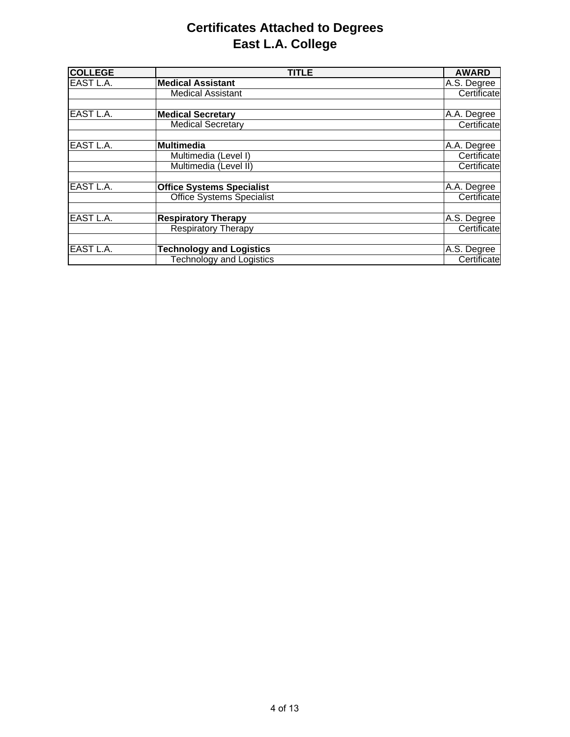# Certificates Attached to Degrees
## East L.A. College

| COLLEGE | TITLE | AWARD |
|---|---|---|
| EAST L.A. | **Medical Assistant** | A.S. Degree |
| | Medical Assistant | Certificate |
| | | |
| EAST L.A. | **Medical Secretary** | A.A. Degree |
| | Medical Secretary | Certificate |
| | | |
| EAST L.A. | **Multimedia** | A.A. Degree |
| | Multimedia (Level I) | Certificate |
| | Multimedia (Level II) | Certificate |
| | | |
| EAST L.A. | **Office Systems Specialist** | A.A. Degree |
| | Office Systems Specialist | Certificate |
| | | |
| EAST L.A. | **Respiratory Therapy** | A.S. Degree |
| | Respiratory Therapy | Certificate |
| | | |
| EAST L.A. | **Technology and Logistics** | A.S. Degree |
| | Technology and Logistics | Certificate |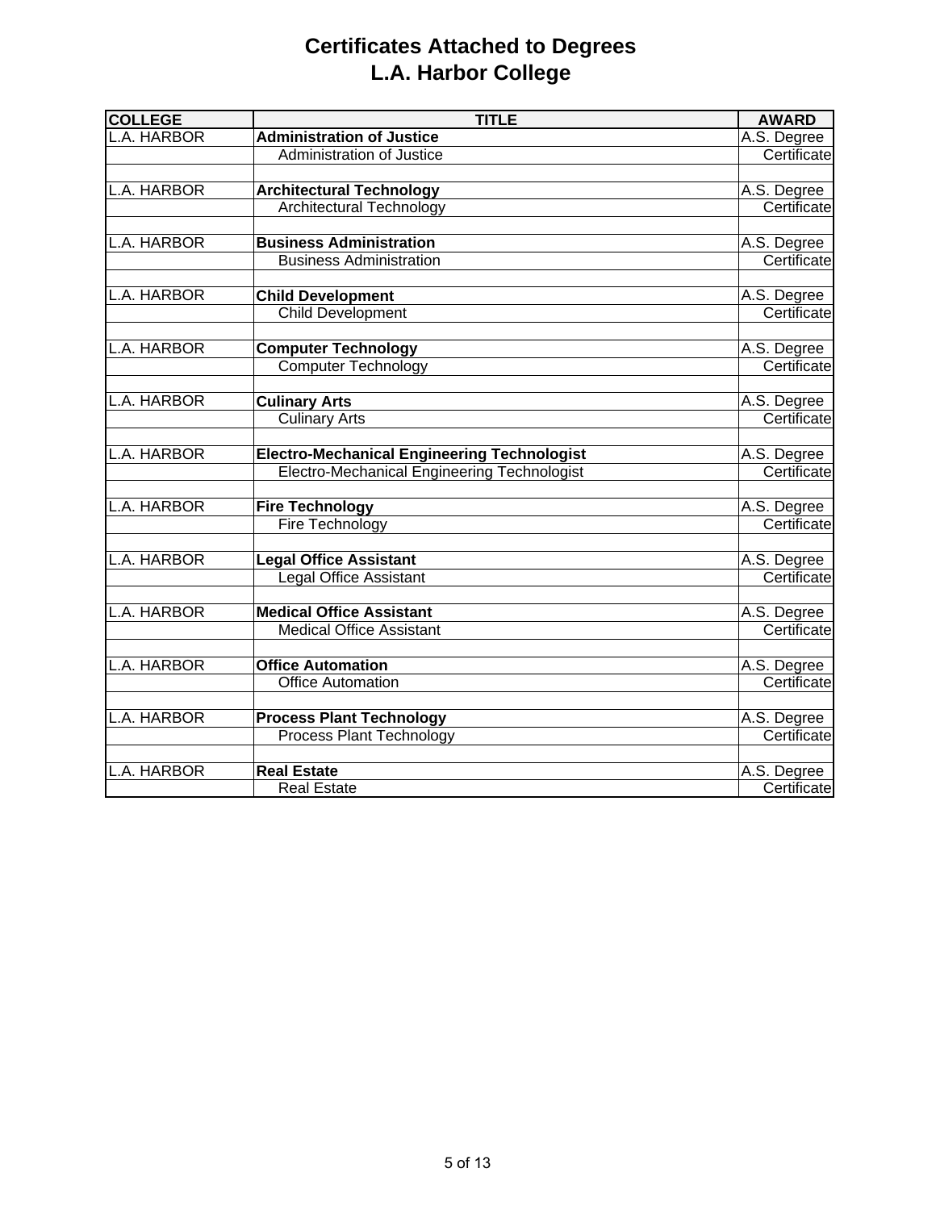# Certificates Attached to Degrees
## L.A. Harbor College

| COLLEGE | TITLE | AWARD |
|---|---|---|
| L.A. HARBOR | **Administration of Justice** | A.S. Degree |
| | Administration of Justice | Certificate |
| | | |
| L.A. HARBOR | **Architectural Technology** | A.S. Degree |
| | Architectural Technology | Certificate |
| | | |
| L.A. HARBOR | **Business Administration** | A.S. Degree |
| | Business Administration | Certificate |
| | | |
| L.A. HARBOR | **Child Development** | A.S. Degree |
| | Child Development | Certificate |
| | | |
| L.A. HARBOR | **Computer Technology** | A.S. Degree |
| | Computer Technology | Certificate |
| | | |
| L.A. HARBOR | **Culinary Arts** | A.S. Degree |
| | Culinary Arts | Certificate |
| | | |
| L.A. HARBOR | **Electro-Mechanical Engineering Technologist** | A.S. Degree |
| | Electro-Mechanical Engineering Technologist | Certificate |
| | | |
| L.A. HARBOR | **Fire Technology** | A.S. Degree |
| | Fire Technology | Certificate |
| | | |
| L.A. HARBOR | **Legal Office Assistant** | A.S. Degree |
| | Legal Office Assistant | Certificate |
| | | |
| L.A. HARBOR | **Medical Office Assistant** | A.S. Degree |
| | Medical Office Assistant | Certificate |
| | | |
| L.A. HARBOR | **Office Automation** | A.S. Degree |
| | Office Automation | Certificate |
| | | |
| L.A. HARBOR | **Process Plant Technology** | A.S. Degree |
| | Process Plant Technology | Certificate |
| | | |
| L.A. HARBOR | **Real Estate** | A.S. Degree |
| | Real Estate | Certificate |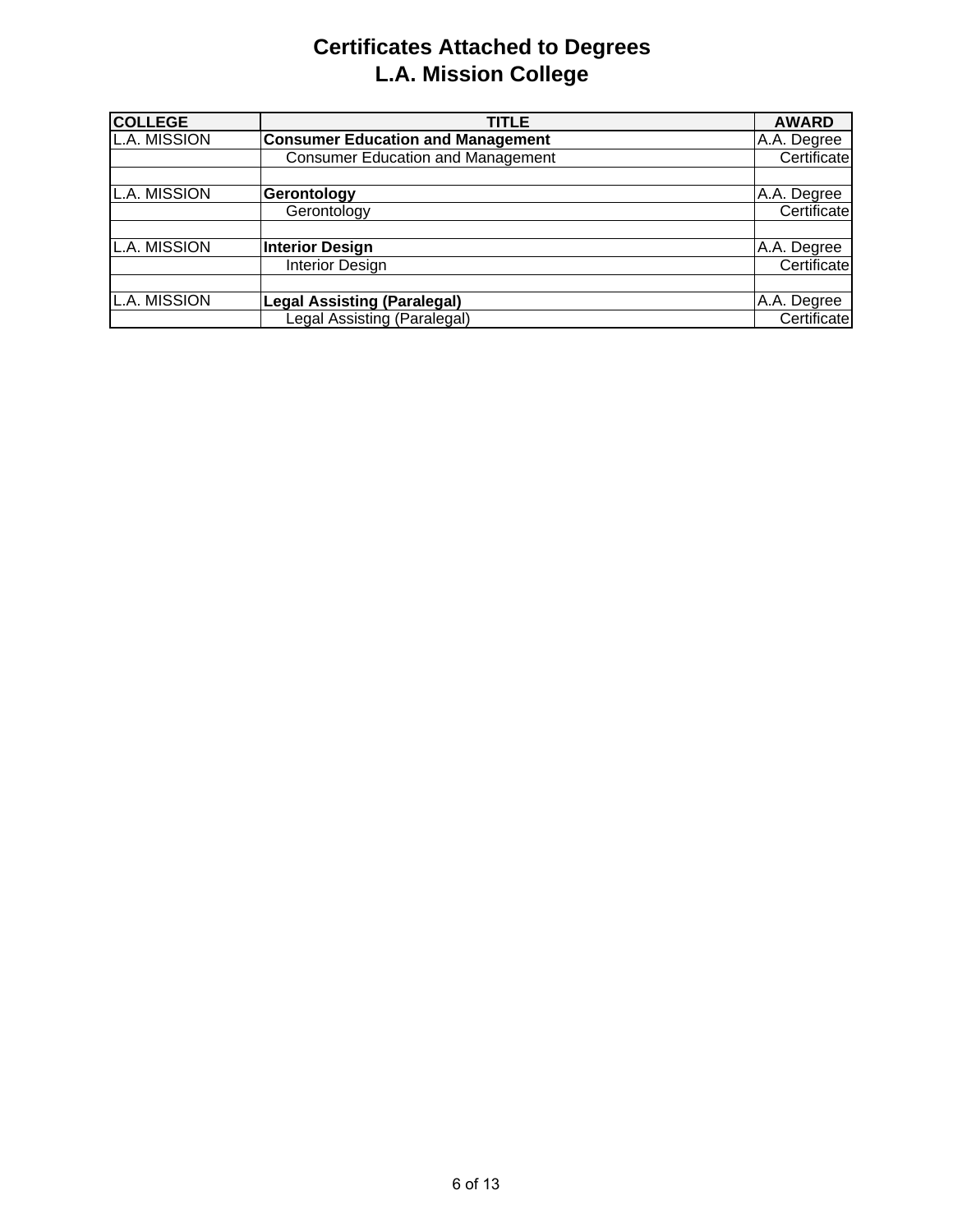# Certificates Attached to Degrees
# L.A. Mission College

| COLLEGE | TITLE | AWARD |
|---|---|---|
| L.A. MISSION | **Consumer Education and Management** | A.A. Degree |
| | Consumer Education and Management | Certificate |
| | | |
| L.A. MISSION | **Gerontology** | A.A. Degree |
| | Gerontology | Certificate |
| | | |
| L.A. MISSION | **Interior Design** | A.A. Degree |
| | Interior Design | Certificate |
| | | |
| L.A. MISSION | **Legal Assisting (Paralegal)** | A.A. Degree |
| | Legal Assisting (Paralegal) | Certificate |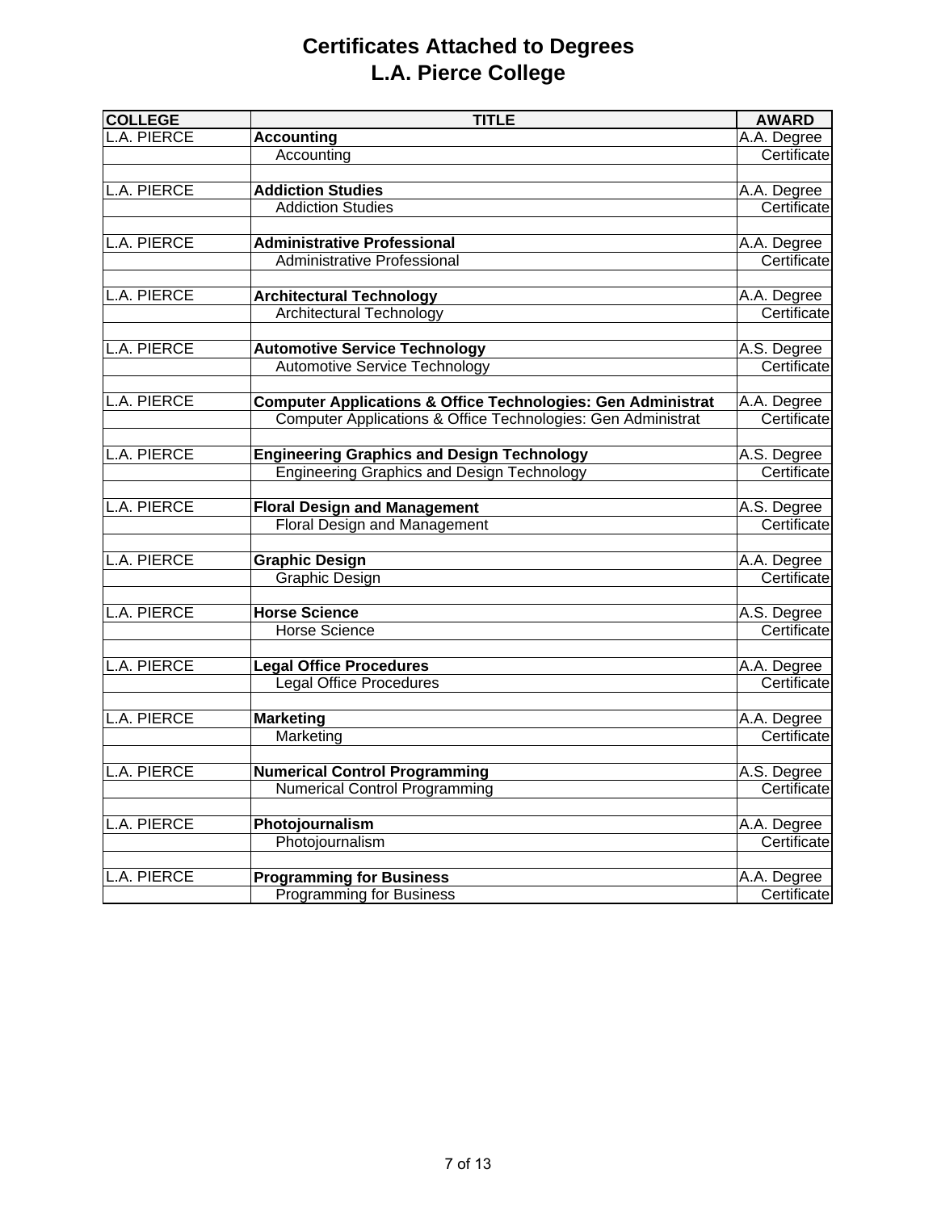# Certificates Attached to Degrees
# L.A. Pierce College

| COLLEGE | TITLE | AWARD |
|---|---|---|
| L.A. PIERCE | **Accounting** | A.A. Degree |
| | Accounting | Certificate |
| | | |
| L.A. PIERCE | **Addiction Studies** | A.A. Degree |
| | Addiction Studies | Certificate |
| | | |
| L.A. PIERCE | **Administrative Professional** | A.A. Degree |
| | Administrative Professional | Certificate |
| | | |
| L.A. PIERCE | **Architectural Technology** | A.A. Degree |
| | Architectural Technology | Certificate |
| | | |
| L.A. PIERCE | **Automotive Service Technology** | A.S. Degree |
| | Automotive Service Technology | Certificate |
| | | |
| L.A. PIERCE | **Computer Applications & Office Technologies: Gen Administrat** | A.A. Degree |
| | Computer Applications & Office Technologies: Gen Administrat | Certificate |
| | | |
| L.A. PIERCE | **Engineering Graphics and Design Technology** | A.S. Degree |
| | Engineering Graphics and Design Technology | Certificate |
| | | |
| L.A. PIERCE | **Floral Design and Management** | A.S. Degree |
| | Floral Design and Management | Certificate |
| | | |
| L.A. PIERCE | **Graphic Design** | A.A. Degree |
| | Graphic Design | Certificate |
| | | |
| L.A. PIERCE | **Horse Science** | A.S. Degree |
| | Horse Science | Certificate |
| | | |
| L.A. PIERCE | **Legal Office Procedures** | A.A. Degree |
| | Legal Office Procedures | Certificate |
| | | |
| L.A. PIERCE | **Marketing** | A.A. Degree |
| | Marketing | Certificate |
| | | |
| L.A. PIERCE | **Numerical Control Programming** | A.S. Degree |
| | Numerical Control Programming | Certificate |
| | | |
| L.A. PIERCE | **Photojournalism** | A.A. Degree |
| | Photojournalism | Certificate |
| | | |
| L.A. PIERCE | **Programming for Business** | A.A. Degree |
| | Programming for Business | Certificate |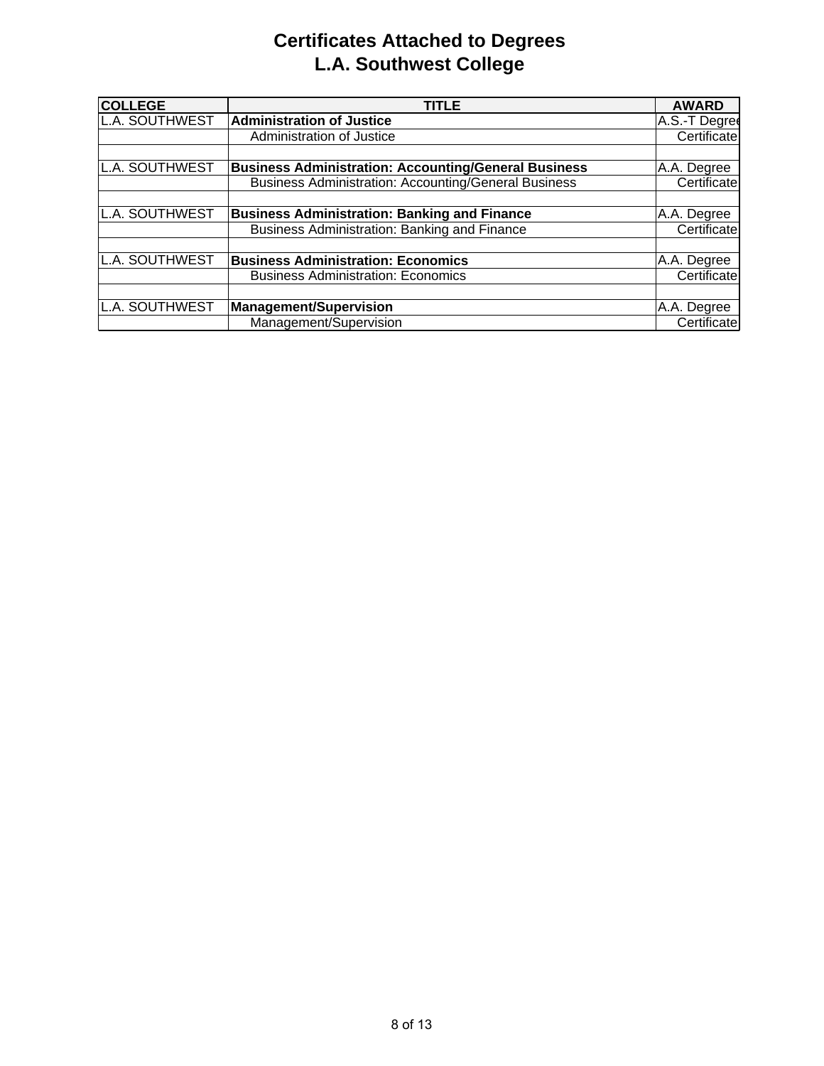# Certificates Attached to Degrees
## L.A. Southwest College

| COLLEGE | TITLE | AWARD |
|---|---|---|
| L.A. SOUTHWEST | **Administration of Justice** | A.S.-T Degree |
| | Administration of Justice | Certificate |
| | | |
| L.A. SOUTHWEST | **Business Administration: Accounting/General Business** | A.A. Degree |
| | Business Administration: Accounting/General Business | Certificate |
| | | |
| L.A. SOUTHWEST | **Business Administration: Banking and Finance** | A.A. Degree |
| | Business Administration: Banking and Finance | Certificate |
| | | |
| L.A. SOUTHWEST | **Business Administration: Economics** | A.A. Degree |
| | Business Administration: Economics | Certificate |
| | | |
| L.A. SOUTHWEST | **Management/Supervision** | A.A. Degree |
| | Management/Supervision | Certificate |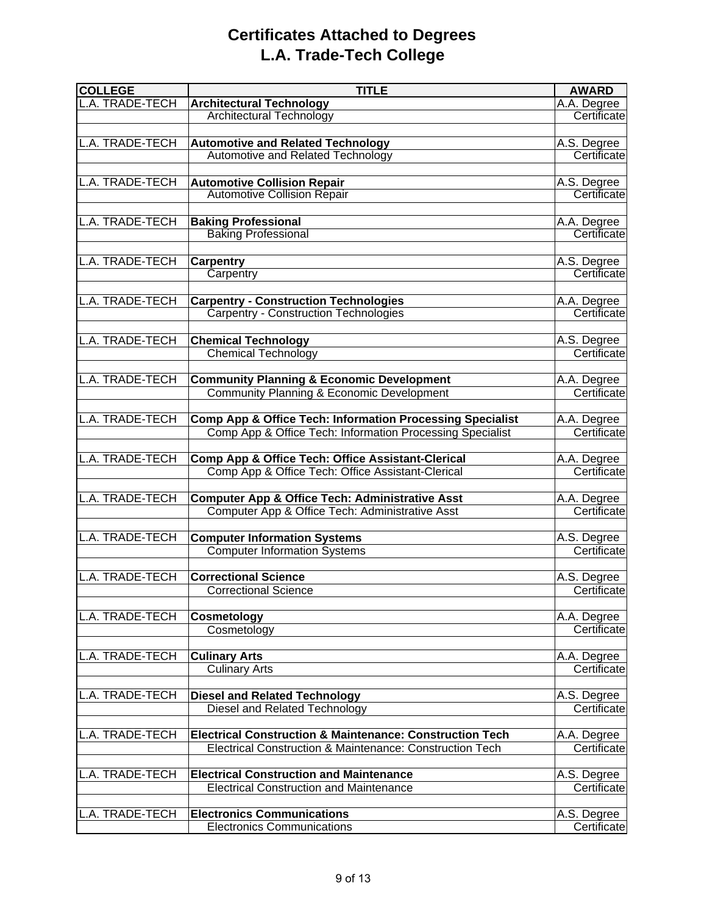# Certificates Attached to Degrees
# L.A. Trade-Tech College

| COLLEGE | TITLE | AWARD |
|---|---|---|
| L.A. TRADE-TECH | **Architectural Technology** | A.A. Degree |
| | Architectural Technology | Certificate |
| | | |
| L.A. TRADE-TECH | **Automotive and Related Technology** | A.S. Degree |
| | Automotive and Related Technology | Certificate |
| | | |
| L.A. TRADE-TECH | **Automotive Collision Repair** | A.S. Degree |
| | Automotive Collision Repair | Certificate |
| | | |
| L.A. TRADE-TECH | **Baking Professional** | A.A. Degree |
| | Baking Professional | Certificate |
| | | |
| L.A. TRADE-TECH | **Carpentry** | A.S. Degree |
| | Carpentry | Certificate |
| | | |
| L.A. TRADE-TECH | **Carpentry - Construction Technologies** | A.A. Degree |
| | Carpentry - Construction Technologies | Certificate |
| | | |
| L.A. TRADE-TECH | **Chemical Technology** | A.S. Degree |
| | Chemical Technology | Certificate |
| | | |
| L.A. TRADE-TECH | **Community Planning & Economic Development** | A.A. Degree |
| | Community Planning & Economic Development | Certificate |
| | | |
| L.A. TRADE-TECH | **Comp App & Office Tech: Information Processing Specialist** | A.A. Degree |
| | Comp App & Office Tech: Information Processing Specialist | Certificate |
| | | |
| L.A. TRADE-TECH | **Comp App & Office Tech: Office Assistant-Clerical** | A.A. Degree |
| | Comp App & Office Tech: Office Assistant-Clerical | Certificate |
| | | |
| L.A. TRADE-TECH | **Computer App & Office Tech: Administrative Asst** | A.A. Degree |
| | Computer App & Office Tech: Administrative Asst | Certificate |
| | | |
| L.A. TRADE-TECH | **Computer Information Systems** | A.S. Degree |
| | Computer Information Systems | Certificate |
| | | |
| L.A. TRADE-TECH | **Correctional Science** | A.S. Degree |
| | Correctional Science | Certificate |
| | | |
| L.A. TRADE-TECH | **Cosmetology** | A.A. Degree |
| | Cosmetology | Certificate |
| | | |
| L.A. TRADE-TECH | **Culinary Arts** | A.A. Degree |
| | Culinary Arts | Certificate |
| | | |
| L.A. TRADE-TECH | **Diesel and Related Technology** | A.S. Degree |
| | Diesel and Related Technology | Certificate |
| | | |
| L.A. TRADE-TECH | **Electrical Construction & Maintenance: Construction Tech** | A.A. Degree |
| | Electrical Construction & Maintenance: Construction Tech | Certificate |
| | | |
| L.A. TRADE-TECH | **Electrical Construction and Maintenance** | A.S. Degree |
| | Electrical Construction and Maintenance | Certificate |
| | | |
| L.A. TRADE-TECH | **Electronics Communications** | A.S. Degree |
| | Electronics Communications | Certificate |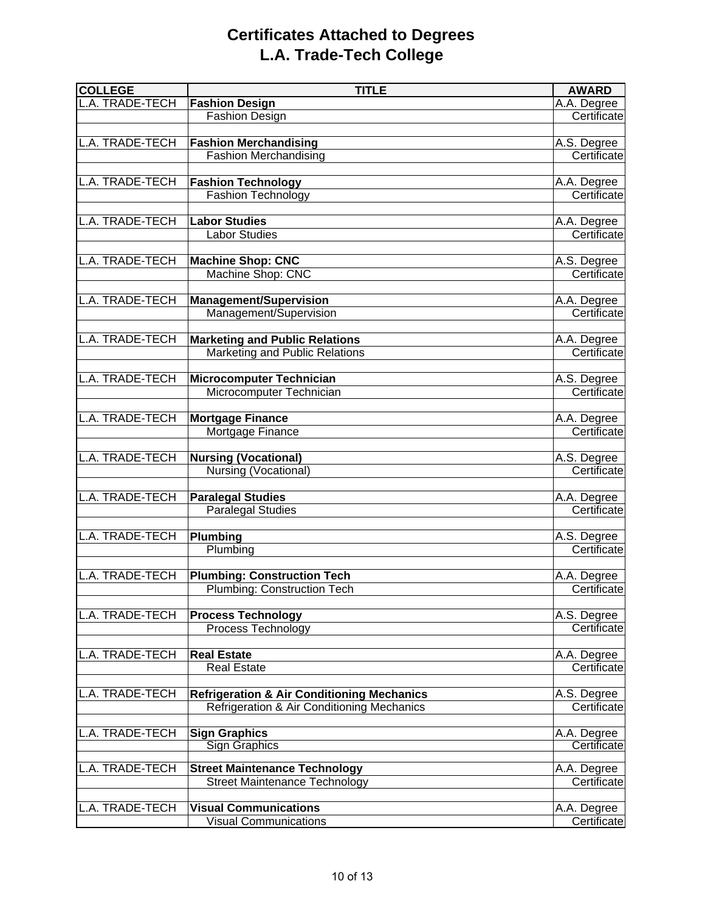# Certificates Attached to Degrees
# L.A. Trade-Tech College

| COLLEGE | TITLE | AWARD |
|---|---|---|
| L.A. TRADE-TECH | **Fashion Design** | A.A. Degree |
| | Fashion Design | Certificate |
| | | |
| L.A. TRADE-TECH | **Fashion Merchandising** | A.S. Degree |
| | Fashion Merchandising | Certificate |
| | | |
| L.A. TRADE-TECH | **Fashion Technology** | A.A. Degree |
| | Fashion Technology | Certificate |
| | | |
| L.A. TRADE-TECH | **Labor Studies** | A.A. Degree |
| | Labor Studies | Certificate |
| | | |
| L.A. TRADE-TECH | **Machine Shop: CNC** | A.S. Degree |
| | Machine Shop: CNC | Certificate |
| | | |
| L.A. TRADE-TECH | **Management/Supervision** | A.A. Degree |
| | Management/Supervision | Certificate |
| | | |
| L.A. TRADE-TECH | **Marketing and Public Relations** | A.A. Degree |
| | Marketing and Public Relations | Certificate |
| | | |
| L.A. TRADE-TECH | **Microcomputer Technician** | A.S. Degree |
| | Microcomputer Technician | Certificate |
| | | |
| L.A. TRADE-TECH | **Mortgage Finance** | A.A. Degree |
| | Mortgage Finance | Certificate |
| | | |
| L.A. TRADE-TECH | **Nursing (Vocational)** | A.S. Degree |
| | Nursing (Vocational) | Certificate |
| | | |
| L.A. TRADE-TECH | **Paralegal Studies** | A.A. Degree |
| | Paralegal Studies | Certificate |
| | | |
| L.A. TRADE-TECH | **Plumbing** | A.S. Degree |
| | Plumbing | Certificate |
| | | |
| L.A. TRADE-TECH | **Plumbing: Construction Tech** | A.A. Degree |
| | Plumbing: Construction Tech | Certificate |
| | | |
| L.A. TRADE-TECH | **Process Technology** | A.S. Degree |
| | Process Technology | Certificate |
| | | |
| L.A. TRADE-TECH | **Real Estate** | A.A. Degree |
| | Real Estate | Certificate |
| | | |
| L.A. TRADE-TECH | **Refrigeration & Air Conditioning Mechanics** | A.S. Degree |
| | Refrigeration & Air Conditioning Mechanics | Certificate |
| | | |
| L.A. TRADE-TECH | **Sign Graphics** | A.A. Degree |
| | Sign Graphics | Certificate |
| | | |
| L.A. TRADE-TECH | **Street Maintenance Technology** | A.A. Degree |
| | Street Maintenance Technology | Certificate |
| | | |
| L.A. TRADE-TECH | **Visual Communications** | A.A. Degree |
| | Visual Communications | Certificate |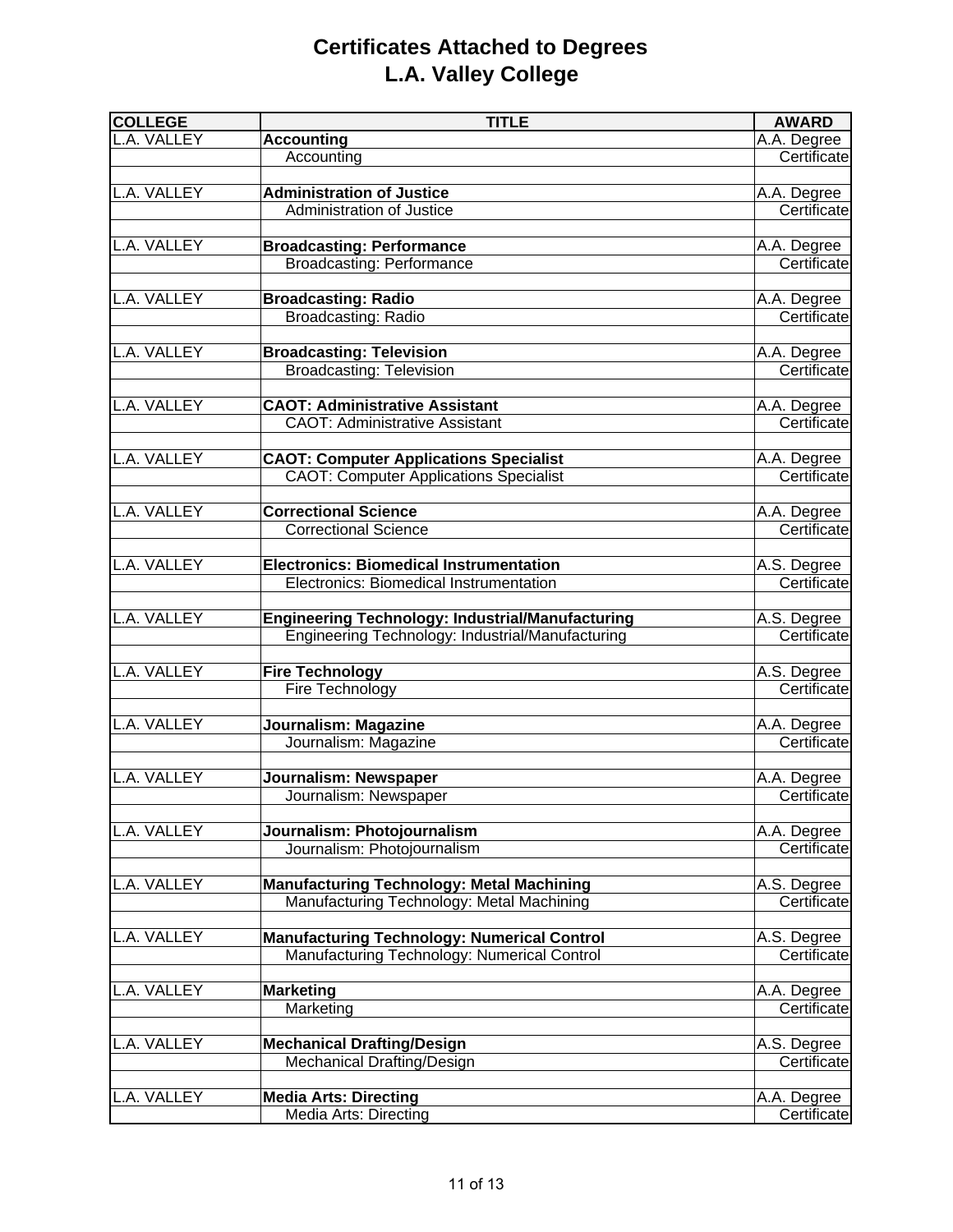# Certificates Attached to Degrees
## L.A. Valley College

| COLLEGE | TITLE | AWARD |
|---|---|---|
| L.A. VALLEY | **Accounting** | A.A. Degree |
| | Accounting | Certificate |
| | | |
| L.A. VALLEY | **Administration of Justice** | A.A. Degree |
| | Administration of Justice | Certificate |
| | | |
| L.A. VALLEY | **Broadcasting: Performance** | A.A. Degree |
| | Broadcasting: Performance | Certificate |
| | | |
| L.A. VALLEY | **Broadcasting: Radio** | A.A. Degree |
| | Broadcasting: Radio | Certificate |
| | | |
| L.A. VALLEY | **Broadcasting: Television** | A.A. Degree |
| | Broadcasting: Television | Certificate |
| | | |
| L.A. VALLEY | **CAOT: Administrative Assistant** | A.A. Degree |
| | CAOT: Administrative Assistant | Certificate |
| | | |
| L.A. VALLEY | **CAOT: Computer Applications Specialist** | A.A. Degree |
| | CAOT: Computer Applications Specialist | Certificate |
| | | |
| L.A. VALLEY | **Correctional Science** | A.A. Degree |
| | Correctional Science | Certificate |
| | | |
| L.A. VALLEY | **Electronics: Biomedical Instrumentation** | A.S. Degree |
| | Electronics: Biomedical Instrumentation | Certificate |
| | | |
| L.A. VALLEY | **Engineering Technology: Industrial/Manufacturing** | A.S. Degree |
| | Engineering Technology: Industrial/Manufacturing | Certificate |
| | | |
| L.A. VALLEY | **Fire Technology** | A.S. Degree |
| | Fire Technology | Certificate |
| | | |
| L.A. VALLEY | **Journalism: Magazine** | A.A. Degree |
| | Journalism: Magazine | Certificate |
| | | |
| L.A. VALLEY | **Journalism: Newspaper** | A.A. Degree |
| | Journalism: Newspaper | Certificate |
| | | |
| L.A. VALLEY | **Journalism: Photojournalism** | A.A. Degree |
| | Journalism: Photojournalism | Certificate |
| | | |
| L.A. VALLEY | **Manufacturing Technology: Metal Machining** | A.S. Degree |
| | Manufacturing Technology: Metal Machining | Certificate |
| | | |
| L.A. VALLEY | **Manufacturing Technology: Numerical Control** | A.S. Degree |
| | Manufacturing Technology: Numerical Control | Certificate |
| | | |
| L.A. VALLEY | **Marketing** | A.A. Degree |
| | Marketing | Certificate |
| | | |
| L.A. VALLEY | **Mechanical Drafting/Design** | A.S. Degree |
| | Mechanical Drafting/Design | Certificate |
| | | |
| L.A. VALLEY | **Media Arts: Directing** | A.A. Degree |
| | Media Arts: Directing | Certificate |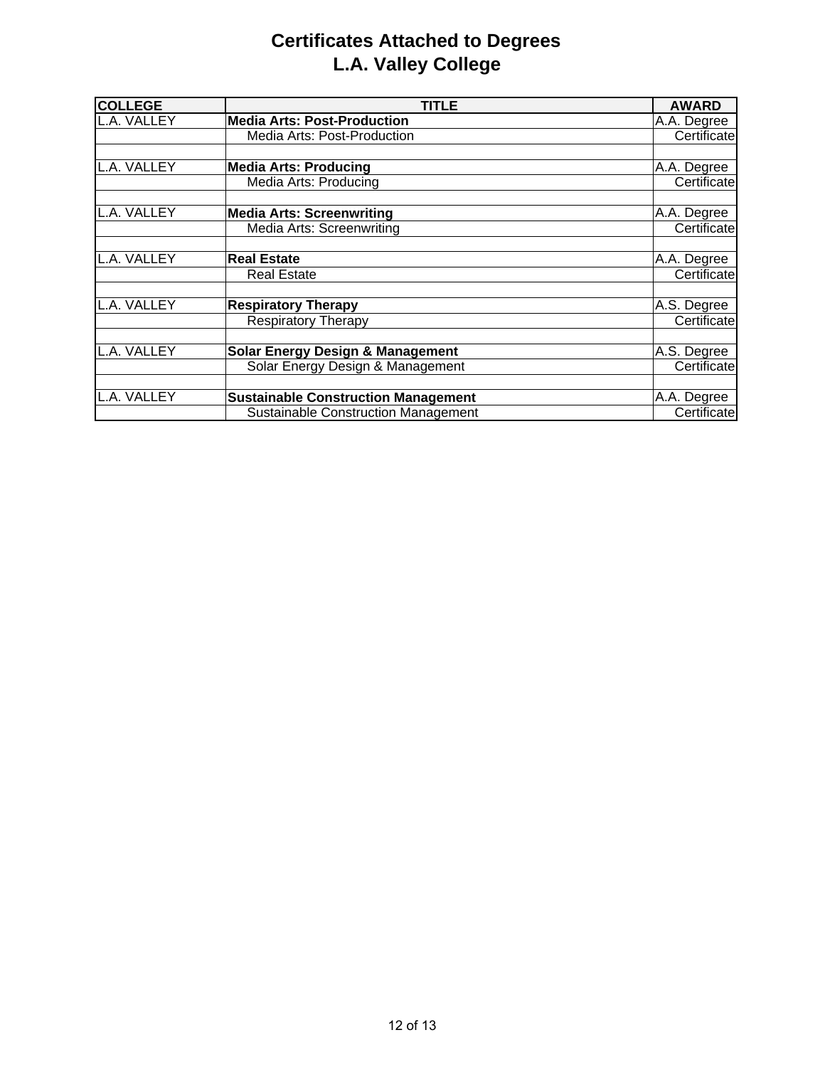# Certificates Attached to Degrees
## L.A. Valley College

| COLLEGE | TITLE | AWARD |
|---|---|---|
| L.A. VALLEY | **Media Arts: Post-Production** | A.A. Degree |
| | Media Arts: Post-Production | Certificate |
| | | |
| L.A. VALLEY | **Media Arts: Producing** | A.A. Degree |
| | Media Arts: Producing | Certificate |
| | | |
| L.A. VALLEY | **Media Arts: Screenwriting** | A.A. Degree |
| | Media Arts: Screenwriting | Certificate |
| | | |
| L.A. VALLEY | **Real Estate** | A.A. Degree |
| | Real Estate | Certificate |
| | | |
| L.A. VALLEY | **Respiratory Therapy** | A.S. Degree |
| | Respiratory Therapy | Certificate |
| | | |
| L.A. VALLEY | **Solar Energy Design & Management** | A.S. Degree |
| | Solar Energy Design & Management | Certificate |
| | | |
| L.A. VALLEY | **Sustainable Construction Management** | A.A. Degree |
| | Sustainable Construction Management | Certificate |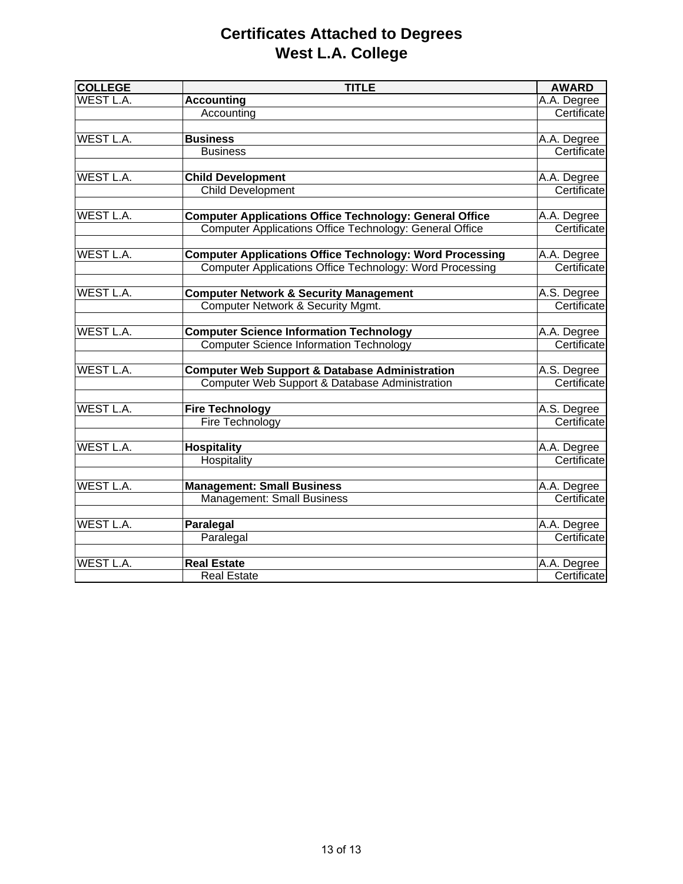# Certificates Attached to Degrees
# West L.A. College

| COLLEGE | TITLE | AWARD |
|---|---|---|
| WEST L.A. | **Accounting** | A.A. Degree |
| | Accounting | Certificate |
| | | |
| WEST L.A. | **Business** | A.A. Degree |
| | Business | Certificate |
| | | |
| WEST L.A. | **Child Development** | A.A. Degree |
| | Child Development | Certificate |
| | | |
| WEST L.A. | **Computer Applications Office Technology: General Office** | A.A. Degree |
| | Computer Applications Office Technology: General Office | Certificate |
| | | |
| WEST L.A. | **Computer Applications Office Technology: Word Processing** | A.A. Degree |
| | Computer Applications Office Technology: Word Processing | Certificate |
| | | |
| WEST L.A. | **Computer Network & Security Management** | A.S. Degree |
| | Computer Network & Security Mgmt. | Certificate |
| | | |
| WEST L.A. | **Computer Science Information Technology** | A.A. Degree |
| | Computer Science Information Technology | Certificate |
| | | |
| WEST L.A. | **Computer Web Support & Database Administration** | A.S. Degree |
| | Computer Web Support & Database Administration | Certificate |
| | | |
| WEST L.A. | **Fire Technology** | A.S. Degree |
| | Fire Technology | Certificate |
| | | |
| WEST L.A. | **Hospitality** | A.A. Degree |
| | Hospitality | Certificate |
| | | |
| WEST L.A. | **Management: Small Business** | A.A. Degree |
| | Management: Small Business | Certificate |
| | | |
| WEST L.A. | **Paralegal** | A.A. Degree |
| | Paralegal | Certificate |
| | | |
| WEST L.A. | **Real Estate** | A.A. Degree |
| | Real Estate | Certificate |